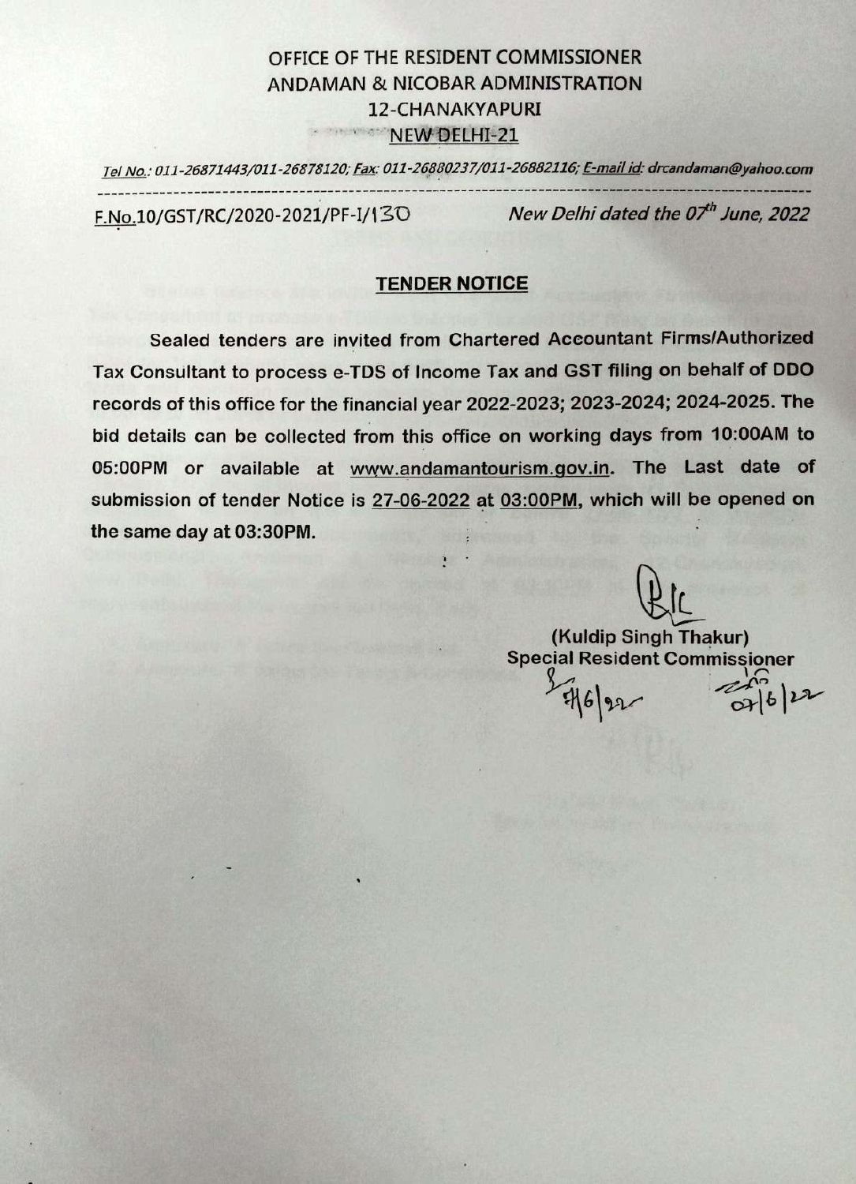OFFICE OF THE RESIDENT COMMISSIONER
ANDAMAN & NICOBAR ADMINISTRATION
12-CHANAKYAPURI
NEW DELHI-21

*Tel No.: 011-26871443/011-26878120; Fax: 011-26880237/011-26882116; E-mail id: drcandaman@yahoo.com*

F.No.10/GST/RC/2020-2021/PF-I/130 *New Delhi dated the 07th June, 2022*

## TENDER NOTICE

**Sealed tenders are invited from Chartered Accountant Firms/Authorized Tax Consultant to process e-TDS of Income Tax and GST filing on behalf of DDO records of this office for the financial year 2022-2023; 2023-2024; 2024-2025. The bid details can be collected from this office on working days from 10:00AM to 05:00PM or available at www.andamantourism.gov.in. The Last date of submission of tender Notice is 27-06-2022 at 03:00PM, which will be opened on the same day at 03:30PM.**

**(Kuldip Singh Thakur)**
**Special Resident Commissioner**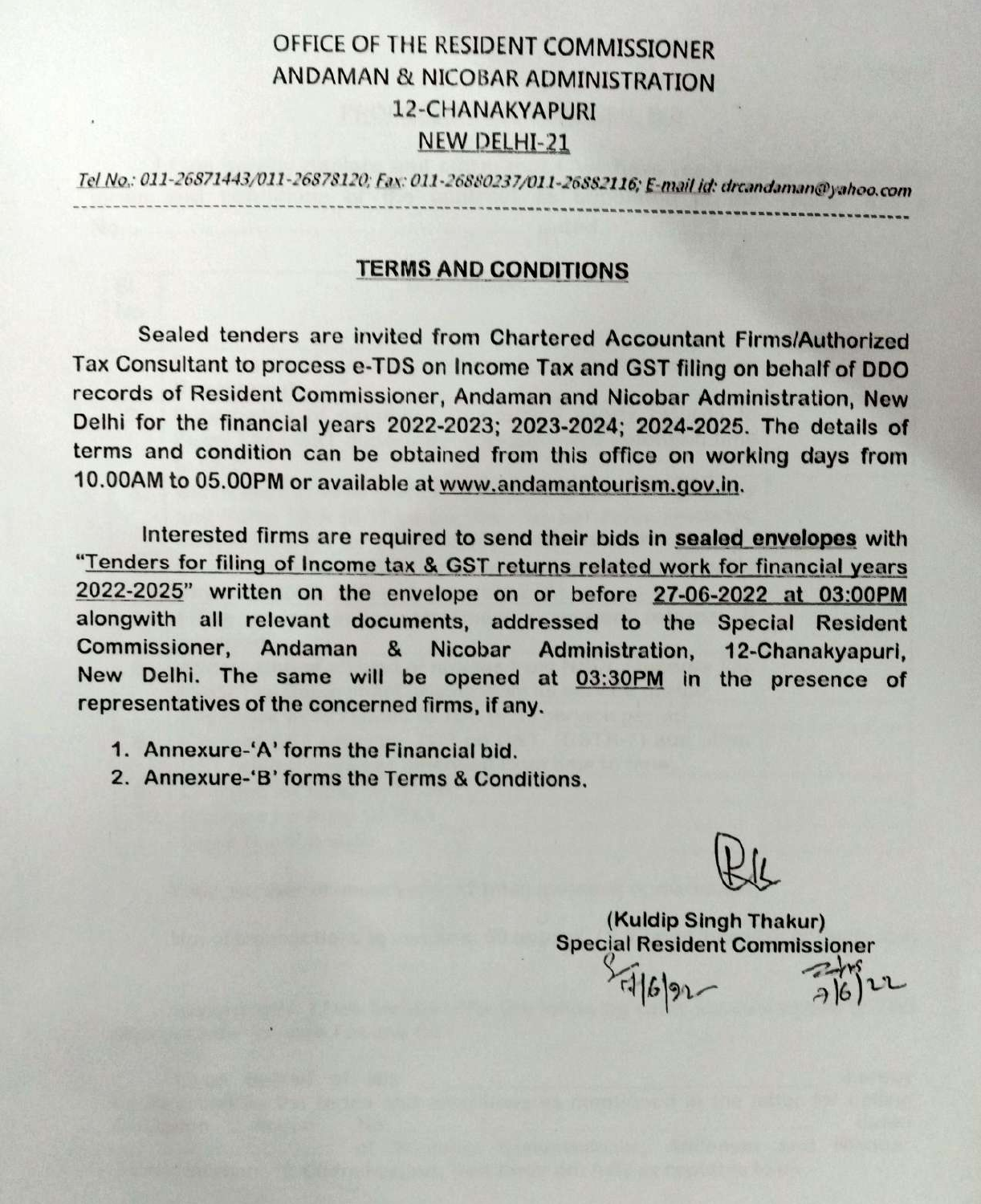OFFICE OF THE RESIDENT COMMISSIONER
ANDAMAN & NICOBAR ADMINISTRATION
12-CHANAKYAPURI
NEW DELHI-21

*Tel No.: 011-26871443/011-26878120; Fax: 011-26880237/011-26882116; E-mail id: drcandaman@yahoo.com*

---

## TERMS AND CONDITIONS

Sealed tenders are invited from Chartered Accountant Firms/Authorized Tax Consultant to process e-TDS on Income Tax and GST filing on behalf of DDO records of Resident Commissioner, Andaman and Nicobar Administration, New Delhi for the financial years 2022-2023; 2023-2024; 2024-2025. The details of terms and condition can be obtained from this office on working days from 10.00AM to 05.00PM or available at www.andamantourism.gov.in.

Interested firms are required to send their bids in **sealed envelopes** with "Tenders for filing of Income tax & GST returns related work for financial years 2022-2025" written on the envelope on or before 27-06-2022 at 03:00PM alongwith all relevant documents, addressed to the Special Resident Commissioner, Andaman & Nicobar Administration, 12-Chanakyapuri, New Delhi. The same will be opened at 03:30PM in the presence of representatives of the concerned firms, if any.

1. Annexure-'A' forms the Financial bid.
2. Annexure-'B' forms the Terms & Conditions.

(Kuldip Singh Thakur)
Special Resident Commissioner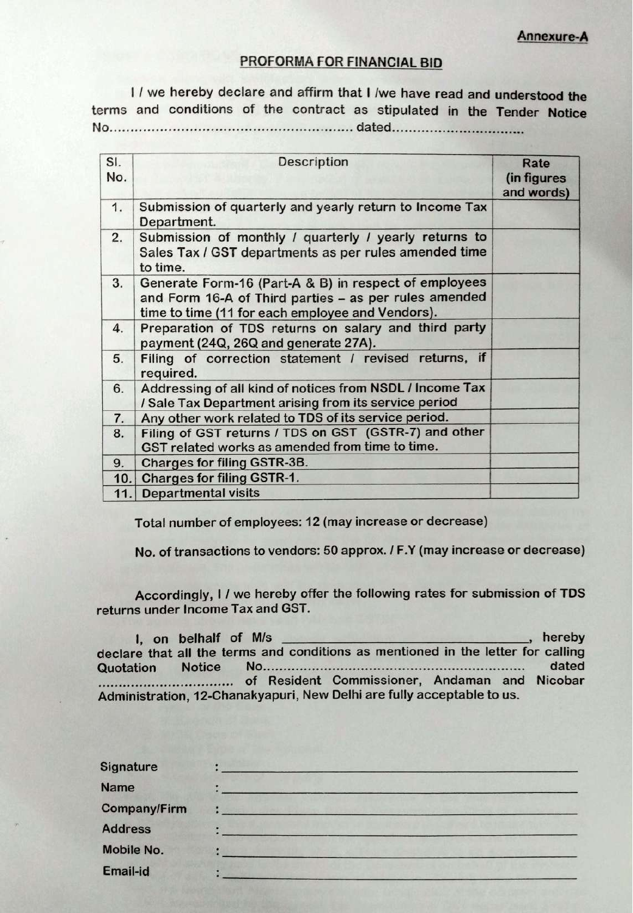Annexure-A

## PROFORMA FOR FINANCIAL BID

I / we hereby declare and affirm that I /we have read and understood the terms and conditions of the contract as stipulated in the Tender Notice No......................................................... dated...............................

| Sl. No. | Description | Rate (in figures and words) |
|---|---|---|
| 1. | Submission of quarterly and yearly return to Income Tax Department. | |
| 2. | Submission of monthly / quarterly / yearly returns to Sales Tax / GST departments as per rules amended time to time. | |
| 3. | Generate Form-16 (Part-A & B) in respect of employees and Form 16-A of Third parties – as per rules amended time to time (11 for each employee and Vendors). | |
| 4. | Preparation of TDS returns on salary and third party payment (24Q, 26Q and generate 27A). | |
| 5. | Filing of correction statement / revised returns, if required. | |
| 6. | Addressing of all kind of notices from NSDL / Income Tax / Sale Tax Department arising from its service period | |
| 7. | Any other work related to TDS of its service period. | |
| 8. | Filing of GST returns / TDS on GST (GSTR-7) and other GST related works as amended from time to time. | |
| 9. | Charges for filing GSTR-3B. | |
| 10. | Charges for filing GSTR-1. | |
| 11. | Departmental visits | |

Total number of employees: 12 (may increase or decrease)

No. of transactions to vendors: 50 approx. / F.Y (may increase or decrease)

Accordingly, I / we hereby offer the following rates for submission of TDS returns under Income Tax and GST.

I, on belhalf of M/s \_\_\_\_\_\_\_\_\_\_\_\_\_\_\_\_\_\_\_\_\_\_\_\_\_\_\_\_\_\_\_\_, hereby declare that all the terms and conditions as mentioned in the letter for calling Quotation Notice No................................................................ dated ................................ of Resident Commissioner, Andaman and Nicobar Administration, 12-Chanakyapuri, New Delhi are fully acceptable to us.

Signature : \_\_\_\_\_\_\_\_\_\_\_\_\_\_\_\_\_\_\_\_\_\_\_\_\_\_\_\_\_\_\_\_

Name : \_\_\_\_\_\_\_\_\_\_\_\_\_\_\_\_\_\_\_\_\_\_\_\_\_\_\_\_\_\_\_\_

Company/Firm : \_\_\_\_\_\_\_\_\_\_\_\_\_\_\_\_\_\_\_\_\_\_\_\_\_\_\_\_\_\_\_\_

Address : \_\_\_\_\_\_\_\_\_\_\_\_\_\_\_\_\_\_\_\_\_\_\_\_\_\_\_\_\_\_\_\_

Mobile No. : \_\_\_\_\_\_\_\_\_\_\_\_\_\_\_\_\_\_\_\_\_\_\_\_\_\_\_\_\_\_\_\_

Email-id : \_\_\_\_\_\_\_\_\_\_\_\_\_\_\_\_\_\_\_\_\_\_\_\_\_\_\_\_\_\_\_\_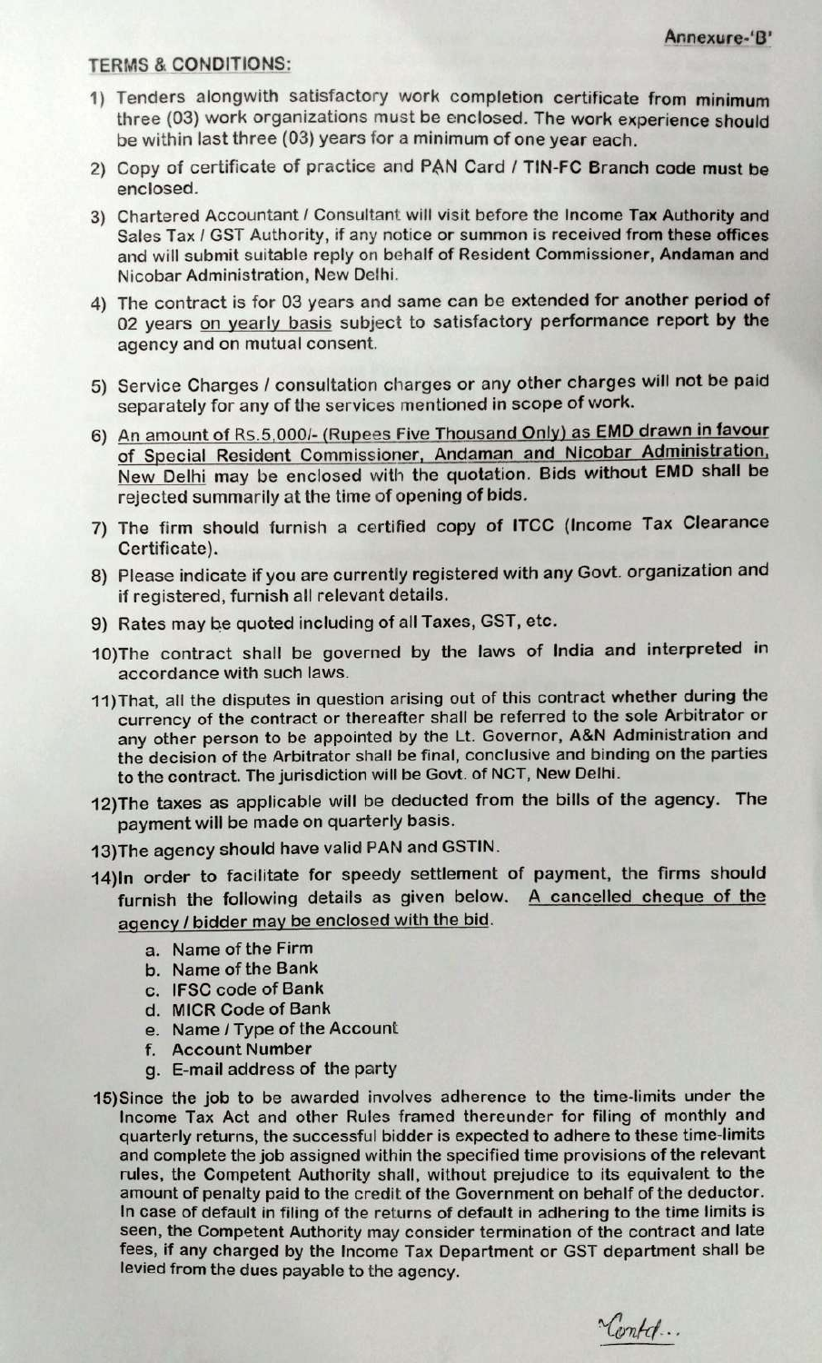Annexure-'B'

**TERMS & CONDITIONS:**

1) Tenders alongwith satisfactory work completion certificate from minimum three (03) work organizations must be enclosed. The work experience should be within last three (03) years for a minimum of one year each.

2) Copy of certificate of practice and PAN Card / TIN-FC Branch code must be enclosed.

3) Chartered Accountant / Consultant will visit before the Income Tax Authority and Sales Tax / GST Authority, if any notice or summon is received from these offices and will submit suitable reply on behalf of Resident Commissioner, Andaman and Nicobar Administration, New Delhi.

4) The contract is for 03 years and same can be extended for another period of 02 years <u>on yearly basis</u> subject to satisfactory performance report by the agency and on mutual consent.

5) Service Charges / consultation charges or any other charges will not be paid separately for any of the services mentioned in scope of work.

6) <u>An amount of Rs.5,000/- (Rupees Five Thousand Only) as EMD drawn in favour of Special Resident Commissioner, Andaman and Nicobar Administration, New Delhi</u> may be enclosed with the quotation. Bids without EMD shall be rejected summarily at the time of opening of bids.

7) The firm should furnish a certified copy of ITCC (Income Tax Clearance Certificate).

8) Please indicate if you are currently registered with any Govt. organization and if registered, furnish all relevant details.

9) Rates may be quoted including of all Taxes, GST, etc.

10) The contract shall be governed by the laws of India and interpreted in accordance with such laws.

11) That, all the disputes in question arising out of this contract whether during the currency of the contract or thereafter shall be referred to the sole Arbitrator or any other person to be appointed by the Lt. Governor, A&N Administration and the decision of the Arbitrator shall be final, conclusive and binding on the parties to the contract. The jurisdiction will be Govt. of NCT, New Delhi.

12) The taxes as applicable will be deducted from the bills of the agency. The payment will be made on quarterly basis.

13) The agency should have valid PAN and GSTIN.

14) In order to facilitate for speedy settlement of payment, the firms should furnish the following details as given below. <u>A cancelled cheque of the agency / bidder may be enclosed with the bid.</u>

    a. Name of the Firm
    b. Name of the Bank
    c. IFSC code of Bank
    d. MICR Code of Bank
    e. Name / Type of the Account
    f. Account Number
    g. E-mail address of the party

15) Since the job to be awarded involves adherence to the time-limits under the Income Tax Act and other Rules framed thereunder for filing of monthly and quarterly returns, the successful bidder is expected to adhere to these time-limits and complete the job assigned within the specified time provisions of the relevant rules, the Competent Authority shall, without prejudice to its equivalent to the amount of penalty paid to the credit of the Government on behalf of the deductor. In case of default in filing of the returns of default in adhering to the time limits is seen, the Competent Authority may consider termination of the contract and late fees, if any charged by the Income Tax Department or GST department shall be levied from the dues payable to the agency.

Contd...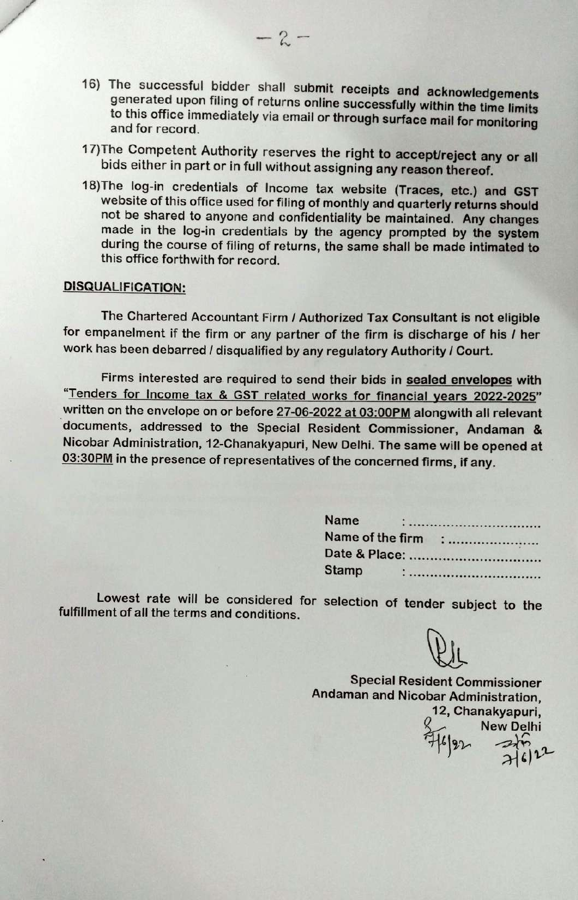16) The successful bidder shall submit receipts and acknowledgements generated upon filing of returns online successfully within the time limits to this office immediately via email or through surface mail for monitoring and for record.

17) The Competent Authority reserves the right to accept/reject any or all bids either in part or in full without assigning any reason thereof.

18) The log-in credentials of Income tax website (Traces, etc.) and GST website of this office used for filing of monthly and quarterly returns should not be shared to anyone and confidentiality be maintained. Any changes made in the log-in credentials by the agency prompted by the system during the course of filing of returns, the same shall be made intimated to this office forthwith for record.

**DISQUALIFICATION:**

The Chartered Accountant Firm / Authorized Tax Consultant is not eligible for empanelment if the firm or any partner of the firm is discharge of his / her work has been debarred / disqualified by any regulatory Authority / Court.

Firms interested are required to send their bids in sealed envelopes with "Tenders for Income tax & GST related works for financial years 2022-2025" written on the envelope on or before 27-06-2022 at 03:00PM alongwith all relevant documents, addressed to the Special Resident Commissioner, Andaman & Nicobar Administration, 12-Chanakyapuri, New Delhi. The same will be opened at 03:30PM in the presence of representatives of the concerned firms, if any.

Name : ...............................
Name of the firm : ......................
Date & Place: ...............................
Stamp : ...............................

Lowest rate will be considered for selection of tender subject to the fulfillment of all the terms and conditions.

Special Resident Commissioner
Andaman and Nicobar Administration,
12, Chanakyapuri,
New Delhi